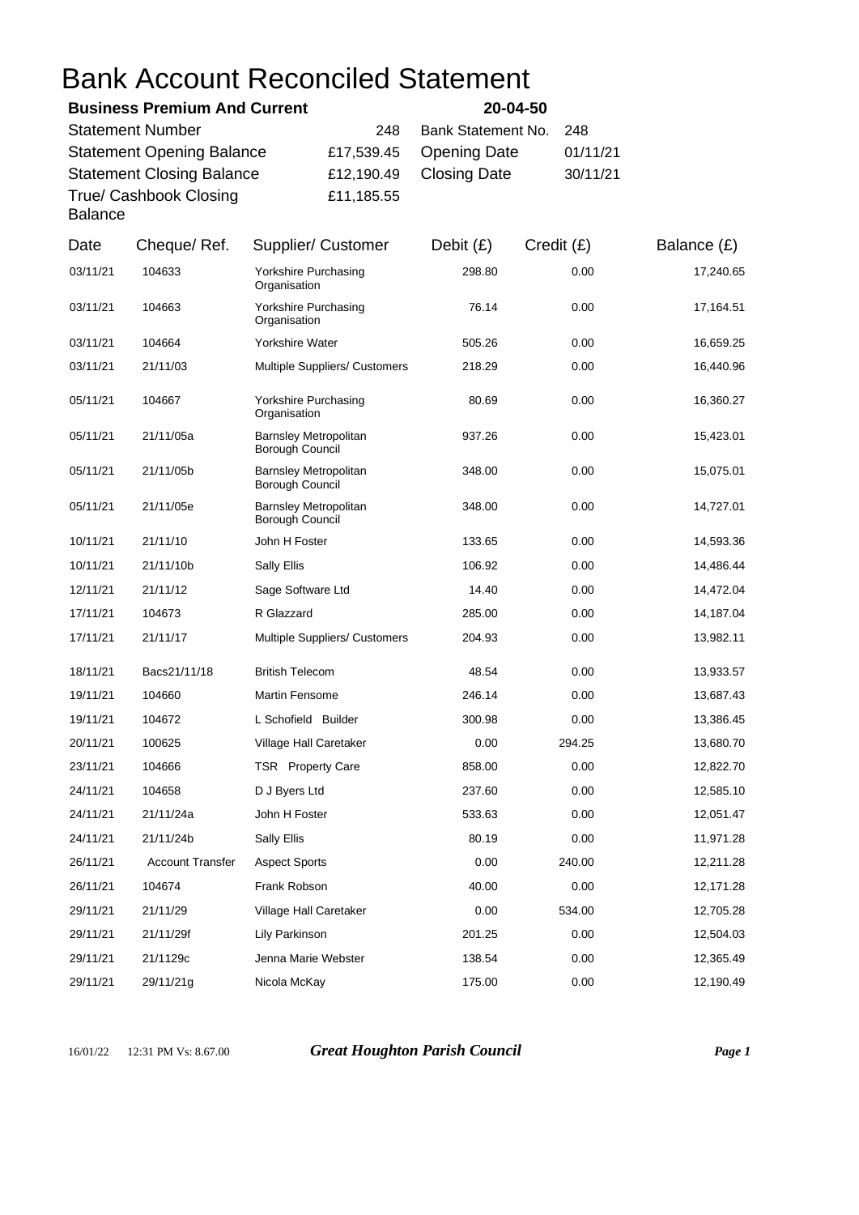# Bank Account Reconciled Statement

| **Business Premium And Current** | | **20-04-50** | |
|---|---|---|---|
| Statement Number | 248 | Bank Statement No. | 248 |
| Statement Opening Balance | £17,539.45 | Opening Date | 01/11/21 |
| Statement Closing Balance | £12,190.49 | Closing Date | 30/11/21 |
| True/ Cashbook Closing Balance | £11,185.55 | | |

| Date | Cheque/ Ref. | Supplier/ Customer | Debit (£) | Credit (£) | Balance (£) |
|---|---|---|---|---|---|
| 03/11/21 | 104633 | Yorkshire Purchasing Organisation | 298.80 | 0.00 | 17,240.65 |
| 03/11/21 | 104663 | Yorkshire Purchasing Organisation | 76.14 | 0.00 | 17,164.51 |
| 03/11/21 | 104664 | Yorkshire Water | 505.26 | 0.00 | 16,659.25 |
| 03/11/21 | 21/11/03 | Multiple Suppliers/ Customers | 218.29 | 0.00 | 16,440.96 |
| 05/11/21 | 104667 | Yorkshire Purchasing Organisation | 80.69 | 0.00 | 16,360.27 |
| 05/11/21 | 21/11/05a | Barnsley Metropolitan Borough Council | 937.26 | 0.00 | 15,423.01 |
| 05/11/21 | 21/11/05b | Barnsley Metropolitan Borough Council | 348.00 | 0.00 | 15,075.01 |
| 05/11/21 | 21/11/05e | Barnsley Metropolitan Borough Council | 348.00 | 0.00 | 14,727.01 |
| 10/11/21 | 21/11/10 | John H Foster | 133.65 | 0.00 | 14,593.36 |
| 10/11/21 | 21/11/10b | Sally Ellis | 106.92 | 0.00 | 14,486.44 |
| 12/11/21 | 21/11/12 | Sage Software Ltd | 14.40 | 0.00 | 14,472.04 |
| 17/11/21 | 104673 | R Glazzard | 285.00 | 0.00 | 14,187.04 |
| 17/11/21 | 21/11/17 | Multiple Suppliers/ Customers | 204.93 | 0.00 | 13,982.11 |
| 18/11/21 | Bacs21/11/18 | British Telecom | 48.54 | 0.00 | 13,933.57 |
| 19/11/21 | 104660 | Martin Fensome | 246.14 | 0.00 | 13,687.43 |
| 19/11/21 | 104672 | L Schofield Builder | 300.98 | 0.00 | 13,386.45 |
| 20/11/21 | 100625 | Village Hall Caretaker | 0.00 | 294.25 | 13,680.70 |
| 23/11/21 | 104666 | TSR Property Care | 858.00 | 0.00 | 12,822.70 |
| 24/11/21 | 104658 | D J Byers Ltd | 237.60 | 0.00 | 12,585.10 |
| 24/11/21 | 21/11/24a | John H Foster | 533.63 | 0.00 | 12,051.47 |
| 24/11/21 | 21/11/24b | Sally Ellis | 80.19 | 0.00 | 11,971.28 |
| 26/11/21 | Account Transfer | Aspect Sports | 0.00 | 240.00 | 12,211.28 |
| 26/11/21 | 104674 | Frank Robson | 40.00 | 0.00 | 12,171.28 |
| 29/11/21 | 21/11/29 | Village Hall Caretaker | 0.00 | 534.00 | 12,705.28 |
| 29/11/21 | 21/11/29f | Lily Parkinson | 201.25 | 0.00 | 12,504.03 |
| 29/11/21 | 21/1129c | Jenna Marie Webster | 138.54 | 0.00 | 12,365.49 |
| 29/11/21 | 29/11/21g | Nicola McKay | 175.00 | 0.00 | 12,190.49 |

16/01/22 12:31 PM Vs: 8.67.00 ***Great Houghton Parish Council***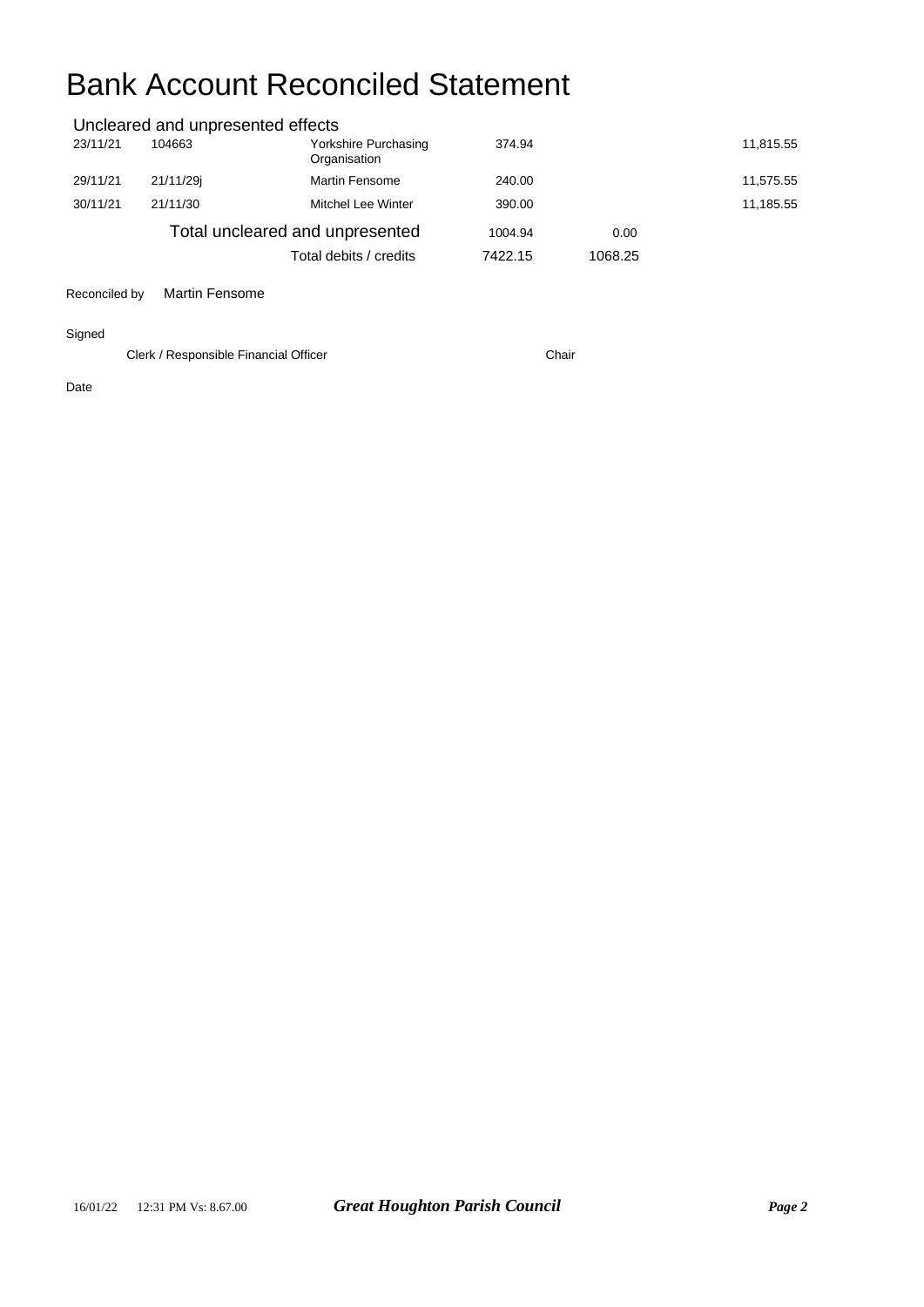# Bank Account Reconciled Statement

## Uncleared and unpresented effects

| | | | | | |
|---|---|---|---|---|---|
| 23/11/21 | 104663 | Yorkshire Purchasing Organisation | 374.94 | | 11,815.55 |
| 29/11/21 | 21/11/29j | Martin Fensome | 240.00 | | 11,575.55 |
| 30/11/21 | 21/11/30 | Mitchel Lee Winter | 390.00 | | 11,185.55 |
| | | Total uncleared and unpresented | 1004.94 | 0.00 | |
| | | Total debits / credits | 7422.15 | 1068.25 | |

Reconciled by Martin Fensome

Signed

Clerk / Responsible Financial Officer

Chair

Date